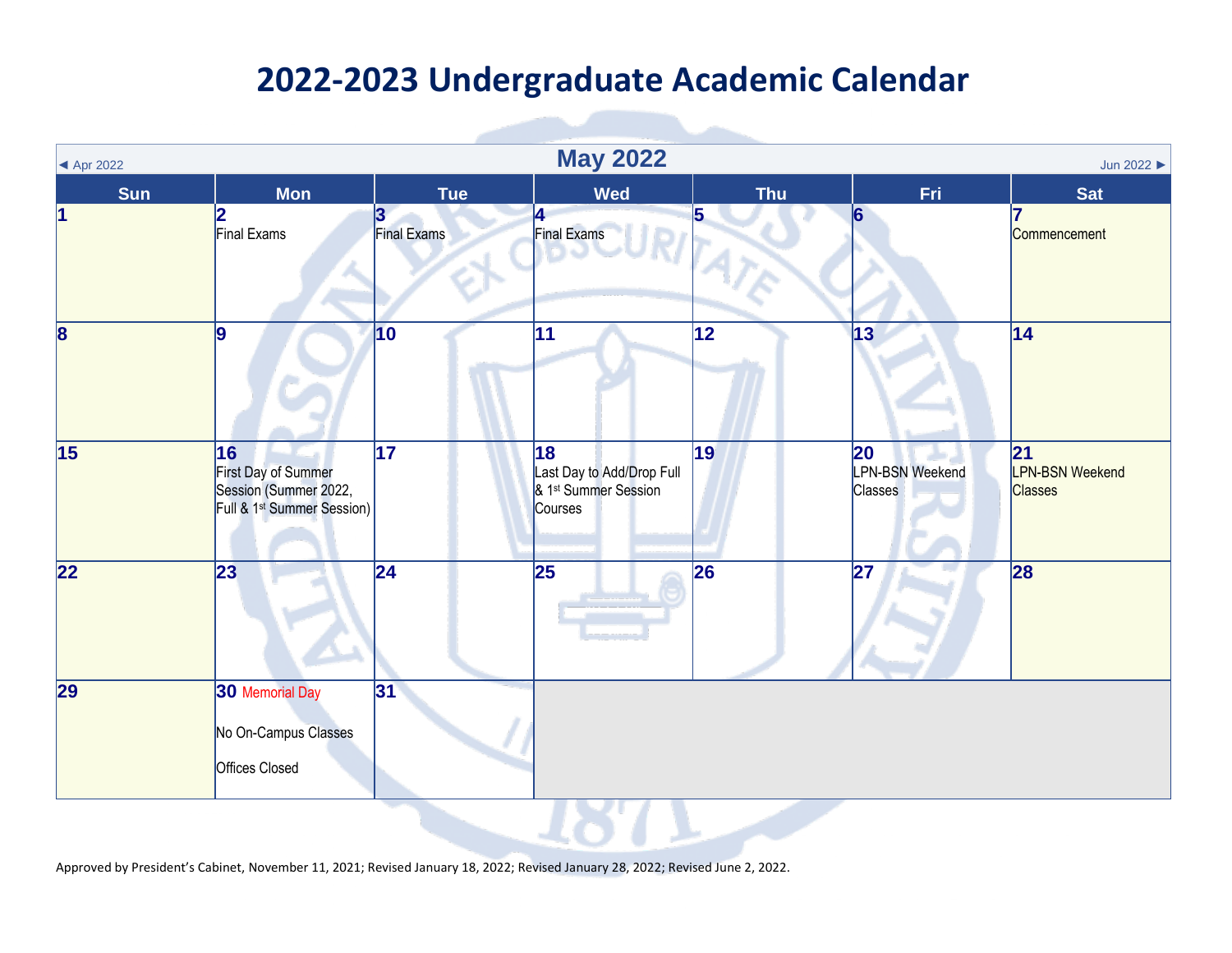# 2022-2023 Undergraduate Academic Calendar

◄ Apr 2022 | **May 2022** | Jun 2022 ►

| Sun | Mon | Tue | Wed | Thu | Fri | Sat |
|---|---|---|---|---|---|---|
| 1 | 2 Final Exams | 3 Final Exams | 4 Final Exams | 5 | 6 | 7 Commencement |
| 8 | 9 | 10 | 11 | 12 | 13 | 14 |
| 15 | 16 First Day of Summer Session (Summer 2022, Full & 1st Summer Session) | 17 | 18 Last Day to Add/Drop Full & 1st Summer Session Courses | 19 | 20 LPN-BSN Weekend Classes | 21 LPN-BSN Weekend Classes |
| 22 | 23 | 24 | 25 | 26 | 27 | 28 |
| 29 | 30 Memorial Day<br>No On-Campus Classes<br>Offices Closed | 31 | | | | |

Approved by President's Cabinet, November 11, 2021; Revised January 18, 2022; Revised January 28, 2022; Revised June 2, 2022.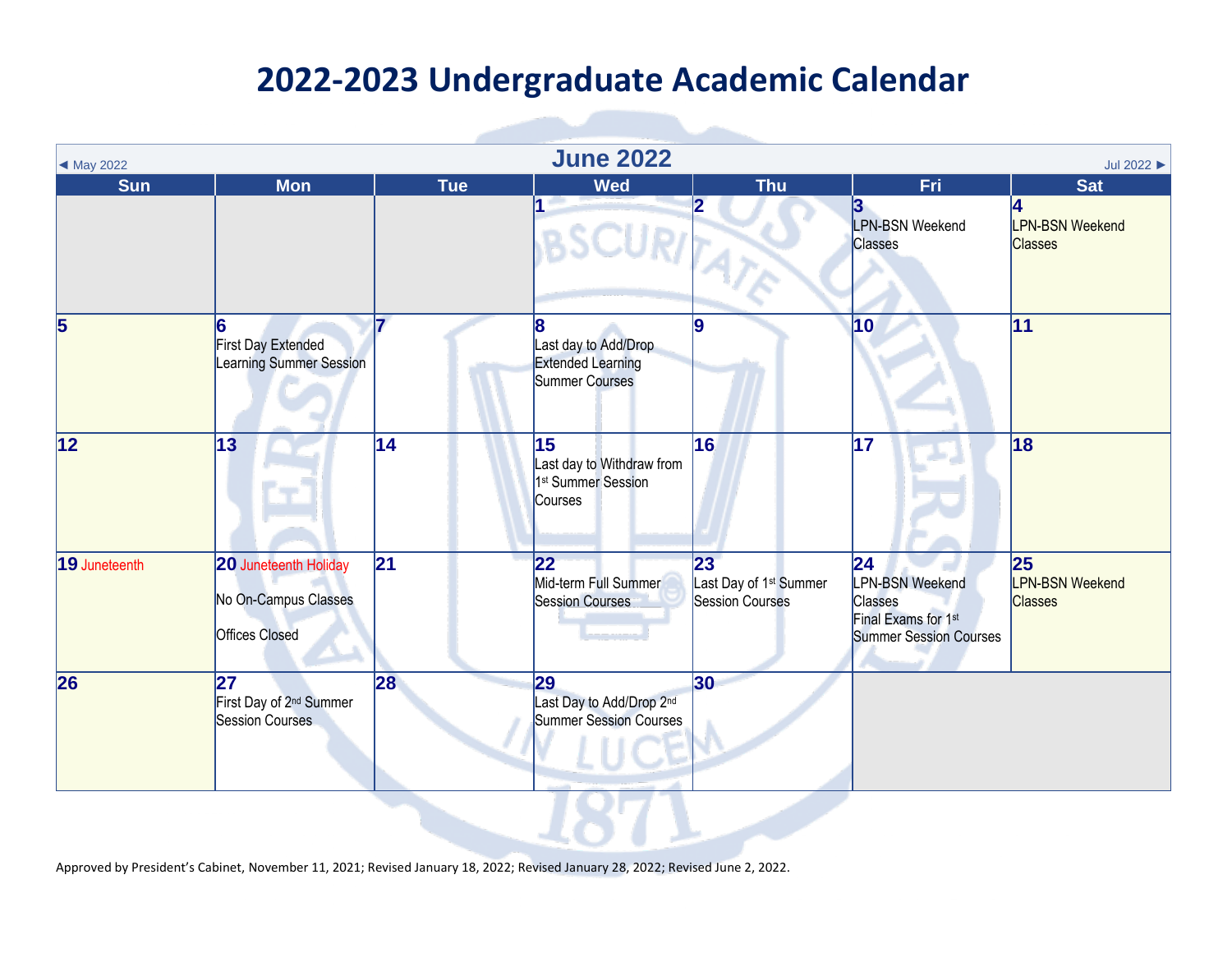# 2022-2023 Undergraduate Academic Calendar

◄ May 2022 | **June 2022** | Jul 2022 ►

| Sun | Mon | Tue | Wed | Thu | Fri | Sat |
|---|---|---|---|---|---|---|
| | | | **1** | **2** | **3** LPN-BSN Weekend Classes | **4** LPN-BSN Weekend Classes |
| **5** | **6** First Day Extended Learning Summer Session | **7** | **8** Last day to Add/Drop Extended Learning Summer Courses | **9** | **10** | **11** |
| **12** | **13** | **14** | **15** Last day to Withdraw from 1st Summer Session Courses | **16** | **17** | **18** |
| **19** Juneteenth | **20** Juneteenth Holiday<br>No On-Campus Classes<br>Offices Closed | **21** | **22** Mid-term Full Summer Session Courses | **23** Last Day of 1st Summer Session Courses | **24** LPN-BSN Weekend Classes<br>Final Exams for 1st Summer Session Courses | **25** LPN-BSN Weekend Classes |
| **26** | **27** First Day of 2nd Summer Session Courses | **28** | **29** Last Day to Add/Drop 2nd Summer Session Courses | **30** | | |

Approved by President's Cabinet, November 11, 2021; Revised January 18, 2022; Revised January 28, 2022; Revised June 2, 2022.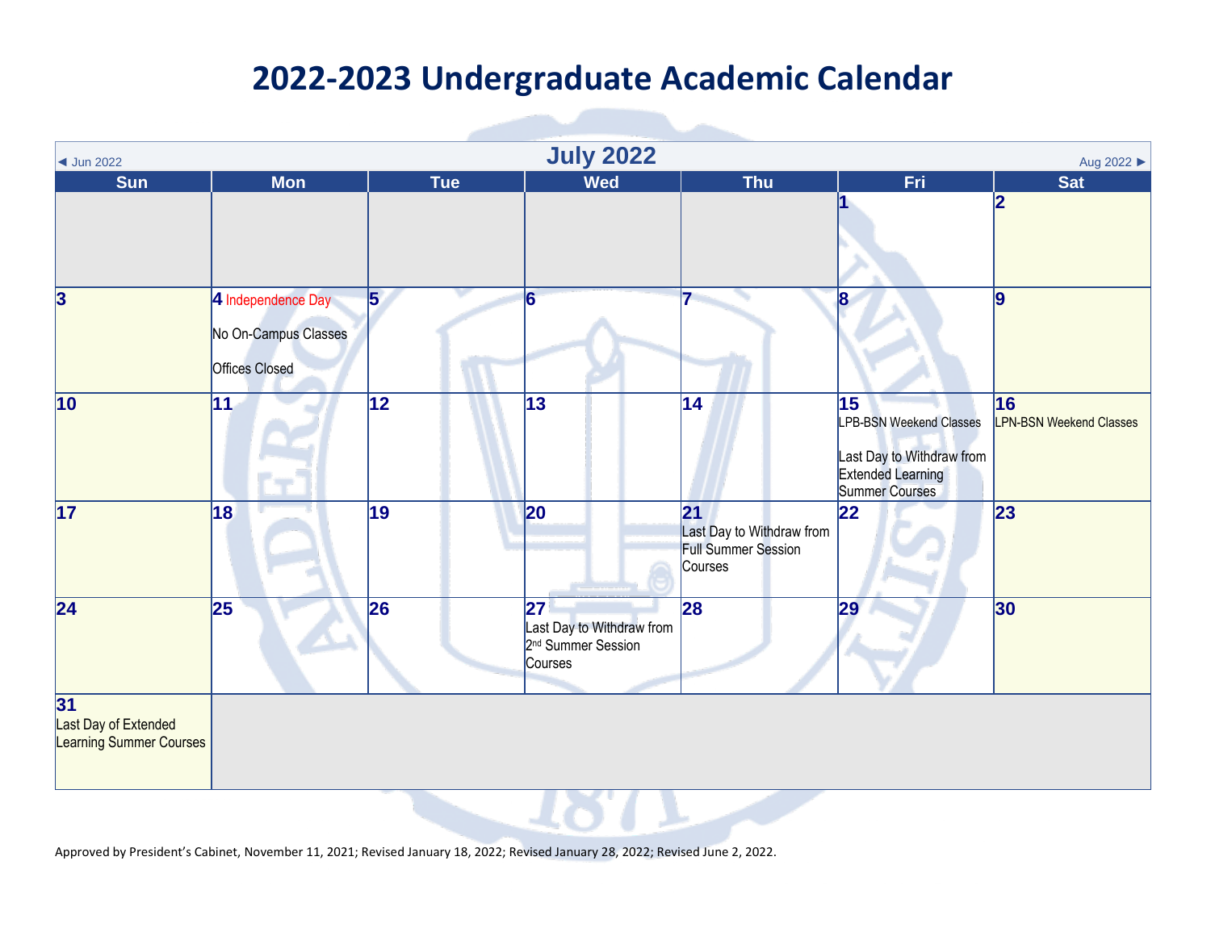# 2022-2023 Undergraduate Academic Calendar

◄ Jun 2022 **July 2022** Aug 2022 ►

| Sun | Mon | Tue | Wed | Thu | Fri | Sat |
|---|---|---|---|---|---|---|
| | | | | | 1 | 2 |
| 3 | 4 Independence Day<br>No On-Campus Classes<br>Offices Closed | 5 | 6 | 7 | 8 | 9 |
| 10 | 11 | 12 | 13 | 14 | 15 LPB-BSN Weekend Classes<br>Last Day to Withdraw from Extended Learning Summer Courses | 16 LPN-BSN Weekend Classes |
| 17 | 18 | 19 | 20 | 21 Last Day to Withdraw from Full Summer Session Courses | 22 | 23 |
| 24 | 25 | 26 | 27 Last Day to Withdraw from 2nd Summer Session Courses | 28 | 29 | 30 |
| 31 Last Day of Extended Learning Summer Courses | | | | | | |

Approved by President's Cabinet, November 11, 2021; Revised January 18, 2022; Revised January 28, 2022; Revised June 2, 2022.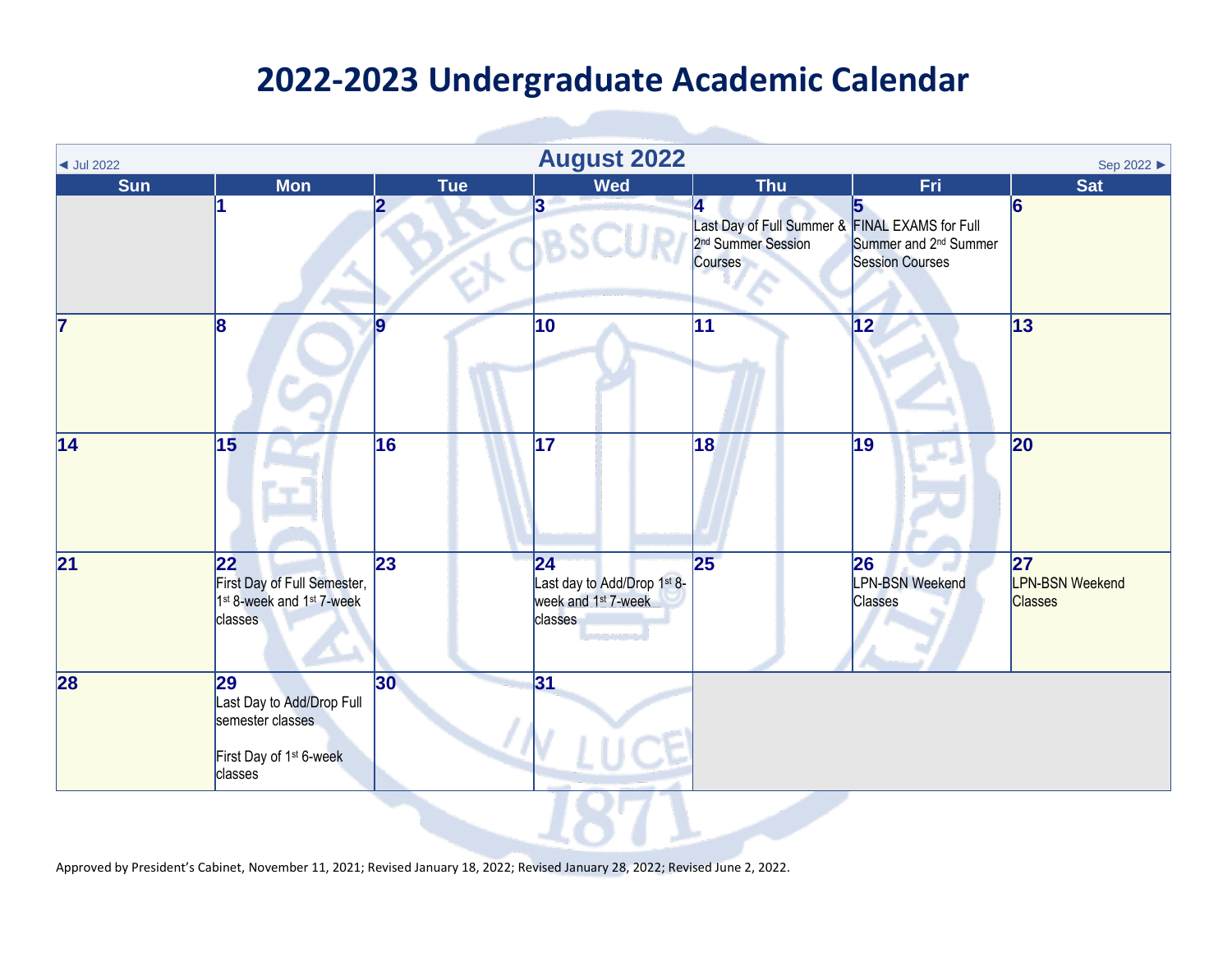# 2022-2023 Undergraduate Academic Calendar

◄ Jul 2022 | **August 2022** | Sep 2022 ►

| Sun | Mon | Tue | Wed | Thu | Fri | Sat |
|---|---|---|---|---|---|---|
| | 1 | 2 | 3 | 4 Last Day of Full Summer & 2nd Summer Session Courses | 5 FINAL EXAMS for Full Summer and 2nd Summer Session Courses | 6 |
| 7 | 8 | 9 | 10 | 11 | 12 | 13 |
| 14 | 15 | 16 | 17 | 18 | 19 | 20 |
| 21 | 22 First Day of Full Semester, 1st 8-week and 1st 7-week classes | 23 | 24 Last day to Add/Drop 1st 8-week and 1st 7-week classes | 25 | 26 LPN-BSN Weekend Classes | 27 LPN-BSN Weekend Classes |
| 28 | 29 Last Day to Add/Drop Full semester classes<br><br>First Day of 1st 6-week classes | 30 | 31 | | | |

Approved by President's Cabinet, November 11, 2021; Revised January 18, 2022; Revised January 28, 2022; Revised June 2, 2022.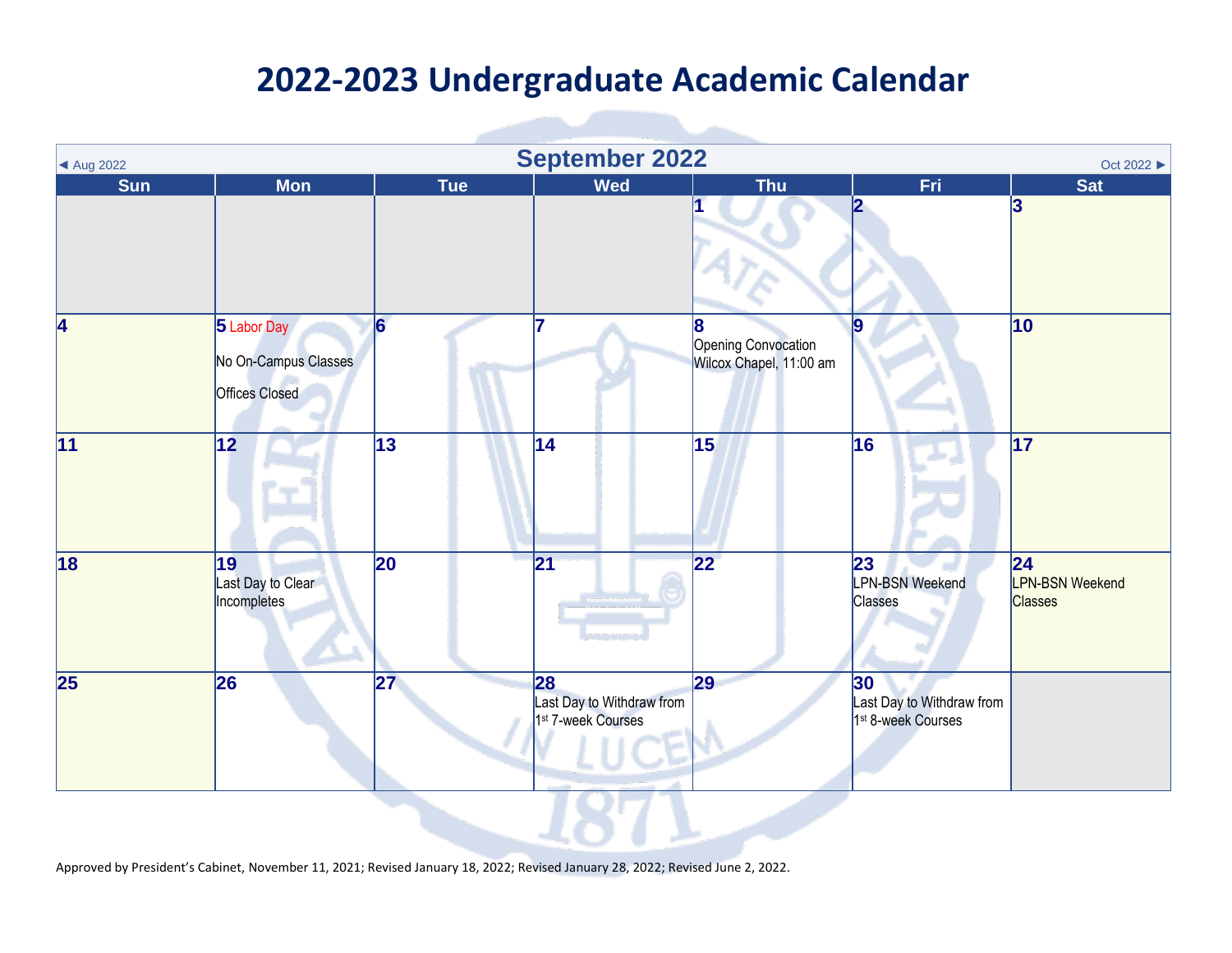# 2022-2023 Undergraduate Academic Calendar

◄ Aug 2022 **September 2022** Oct 2022 ►

| Sun | Mon | Tue | Wed | Thu | Fri | Sat |
|---|---|---|---|---|---|---|
| | | | | 1 | 2 | 3 |
| 4 | 5 Labor Day<br>No On-Campus Classes<br>Offices Closed | 6 | 7 | 8<br>Opening Convocation<br>Wilcox Chapel, 11:00 am | 9 | 10 |
| 11 | 12 | 13 | 14 | 15 | 16 | 17 |
| 18 | 19<br>Last Day to Clear Incompletes | 20 | 21 | 22 | 23<br>LPN-BSN Weekend Classes | 24<br>LPN-BSN Weekend Classes |
| 25 | 26 | 27 | 28<br>Last Day to Withdraw from 1st 7-week Courses | 29 | 30<br>Last Day to Withdraw from 1st 8-week Courses | |

Approved by President's Cabinet, November 11, 2021; Revised January 18, 2022; Revised January 28, 2022; Revised June 2, 2022.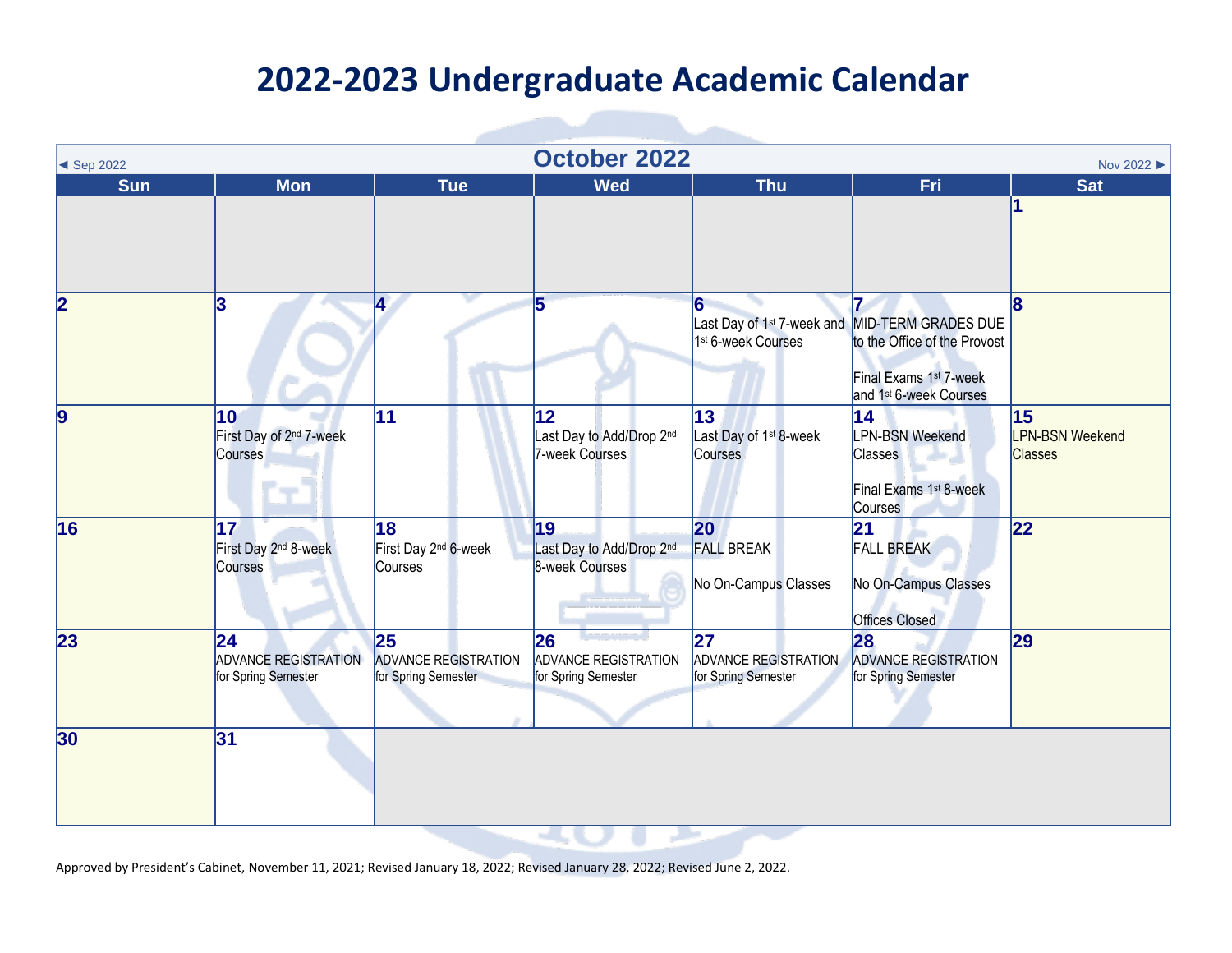# 2022-2023 Undergraduate Academic Calendar

◄ Sep 2022 — **October 2022** — Nov 2022 ►

| Sun | Mon | Tue | Wed | Thu | Fri | Sat |
|---|---|---|---|---|---|---|
| | | | | | | 1 |
| 2 | 3 | 4 | 5 | 6 Last Day of 1st 7-week and 1st 6-week Courses | 7 MID-TERM GRADES DUE to the Office of the Provost<br><br>Final Exams 1st 7-week and 1st 6-week Courses | 8 |
| 9 | 10 First Day of 2nd 7-week Courses | 11 | 12 Last Day to Add/Drop 2nd 7-week Courses | 13 Last Day of 1st 8-week Courses | 14 LPN-BSN Weekend Classes<br><br>Final Exams 1st 8-week Courses | 15 LPN-BSN Weekend Classes |
| 16 | 17 First Day 2nd 8-week Courses | 18 First Day 2nd 6-week Courses | 19 Last Day to Add/Drop 2nd 8-week Courses | 20 FALL BREAK<br><br>No On-Campus Classes | 21 FALL BREAK<br><br>No On-Campus Classes<br><br>Offices Closed | 22 |
| 23 | 24 ADVANCE REGISTRATION for Spring Semester | 25 ADVANCE REGISTRATION for Spring Semester | 26 ADVANCE REGISTRATION for Spring Semester | 27 ADVANCE REGISTRATION for Spring Semester | 28 ADVANCE REGISTRATION for Spring Semester | 29 |
| 30 | 31 | | | | | |

Approved by President's Cabinet, November 11, 2021; Revised January 18, 2022; Revised January 28, 2022; Revised June 2, 2022.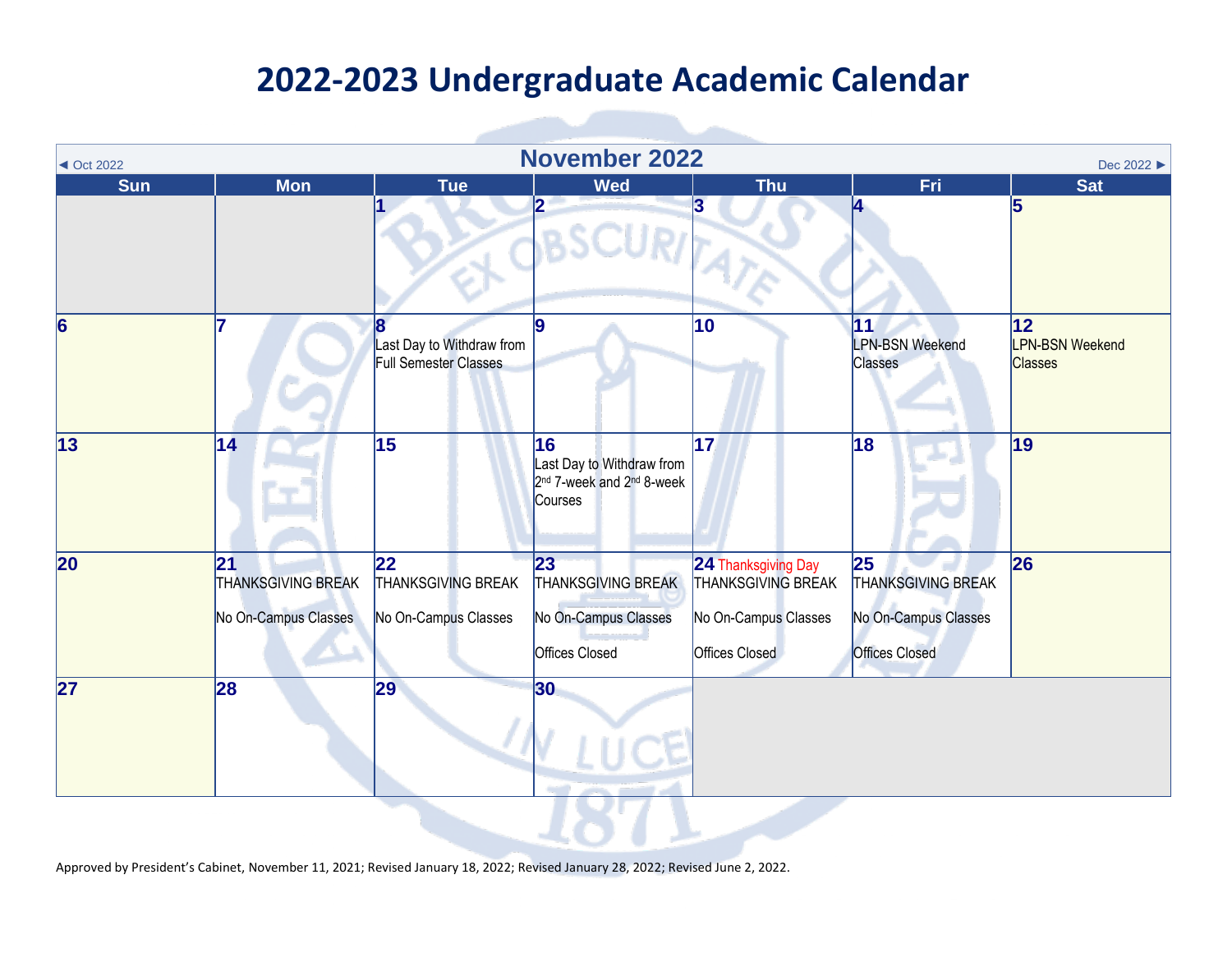# 2022-2023 Undergraduate Academic Calendar

◄ Oct 2022 | **November 2022** | Dec 2022 ►

| Sun | Mon | Tue | Wed | Thu | Fri | Sat |
|---|---|---|---|---|---|---|
| | | **1** | **2** | **3** | **4** | **5** |
| **6** | **7** | **8** Last Day to Withdraw from Full Semester Classes | **9** | **10** | **11** LPN-BSN Weekend Classes | **12** LPN-BSN Weekend Classes |
| **13** | **14** | **15** | **16** Last Day to Withdraw from 2nd 7-week and 2nd 8-week Courses | **17** | **18** | **19** |
| **20** | **21** THANKSGIVING BREAK No On-Campus Classes | **22** THANKSGIVING BREAK No On-Campus Classes | **23** THANKSGIVING BREAK No On-Campus Classes Offices Closed | **24** Thanksgiving Day THANKSGIVING BREAK No On-Campus Classes Offices Closed | **25** THANKSGIVING BREAK No On-Campus Classes Offices Closed | **26** |
| **27** | **28** | **29** | **30** | | | |

Approved by President's Cabinet, November 11, 2021; Revised January 18, 2022; Revised January 28, 2022; Revised June 2, 2022.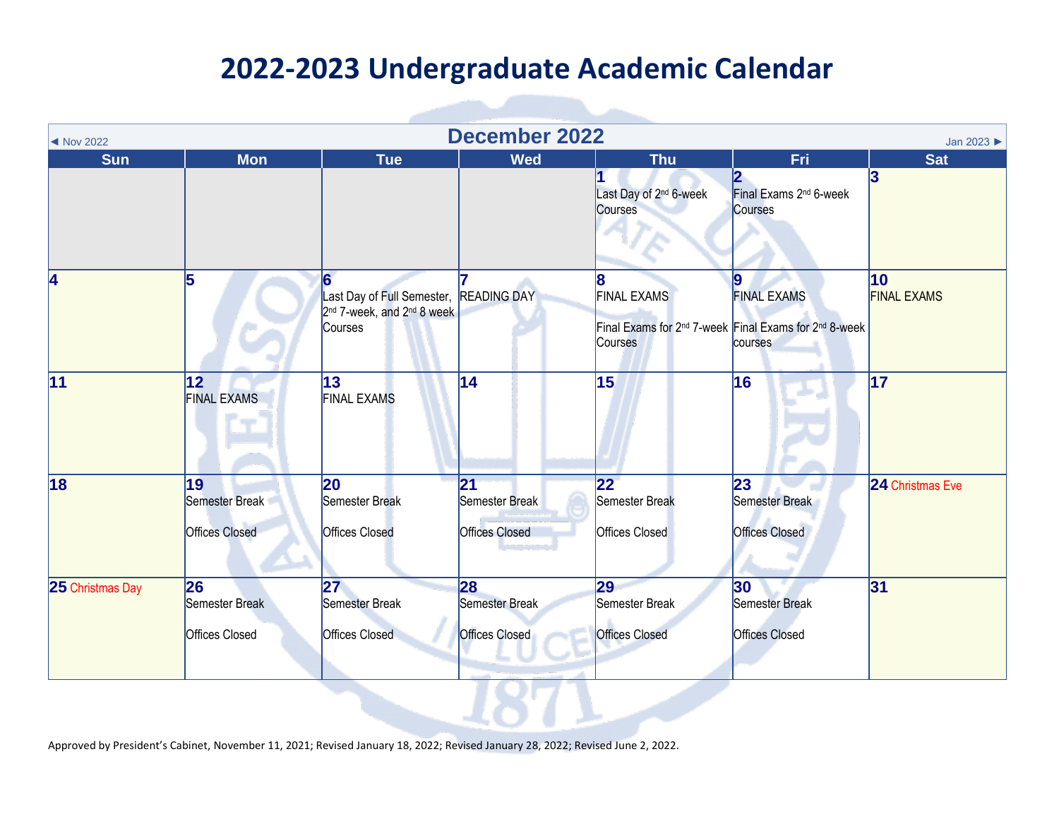# 2022-2023 Undergraduate Academic Calendar

◄ Nov 2022 | **December 2022** | Jan 2023 ►

| Sun | Mon | Tue | Wed | Thu | Fri | Sat |
|---|---|---|---|---|---|---|
| | | | | **1** Last Day of 2nd 6-week Courses | **2** Final Exams 2nd 6-week Courses | **3** |
| **4** | **5** | **6** Last Day of Full Semester, 2nd 7-week, and 2nd 8 week Courses | **7** READING DAY | **8** FINAL EXAMS<br>Final Exams for 2nd 7-week Courses | **9** FINAL EXAMS<br>Final Exams for 2nd 8-week courses | **10** FINAL EXAMS |
| **11** | **12** FINAL EXAMS | **13** FINAL EXAMS | **14** | **15** | **16** | **17** |
| **18** | **19** Semester Break<br>Offices Closed | **20** Semester Break<br>Offices Closed | **21** Semester Break<br>Offices Closed | **22** Semester Break<br>Offices Closed | **23** Semester Break<br>Offices Closed | **24** Christmas Eve |
| **25** Christmas Day | **26** Semester Break<br>Offices Closed | **27** Semester Break<br>Offices Closed | **28** Semester Break<br>Offices Closed | **29** Semester Break<br>Offices Closed | **30** Semester Break<br>Offices Closed | **31** |

Approved by President's Cabinet, November 11, 2021; Revised January 18, 2022; Revised January 28, 2022; Revised June 2, 2022.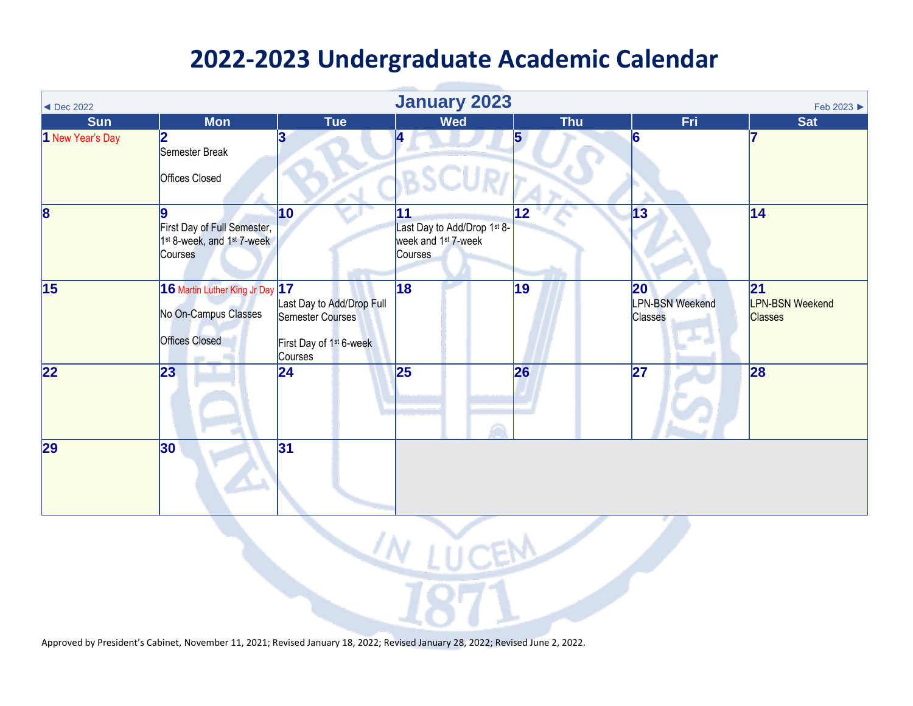# 2022-2023 Undergraduate Academic Calendar

## January 2023

◄ Dec 2022 | Feb 2023 ►

| Sun | Mon | Tue | Wed | Thu | Fri | Sat |
|---|---|---|---|---|---|---|
| 1 New Year's Day | 2 Semester Break<br><br>Offices Closed | 3 | 4 | 5 | 6 | 7 |
| 8 | 9 First Day of Full Semester, 1st 8-week, and 1st 7-week Courses | 10 | 11 Last Day to Add/Drop 1st 8-week and 1st 7-week Courses | 12 | 13 | 14 |
| 15 | 16 Martin Luther King Jr Day<br><br>No On-Campus Classes<br><br>Offices Closed | 17 Last Day to Add/Drop Full Semester Courses<br><br>First Day of 1st 6-week Courses | 18 | 19 | 20 LPN-BSN Weekend Classes | 21 LPN-BSN Weekend Classes |
| 22 | 23 | 24 | 25 | 26 | 27 | 28 |
| 29 | 30 | 31 | | | | |

Approved by President's Cabinet, November 11, 2021; Revised January 18, 2022; Revised January 28, 2022; Revised June 2, 2022.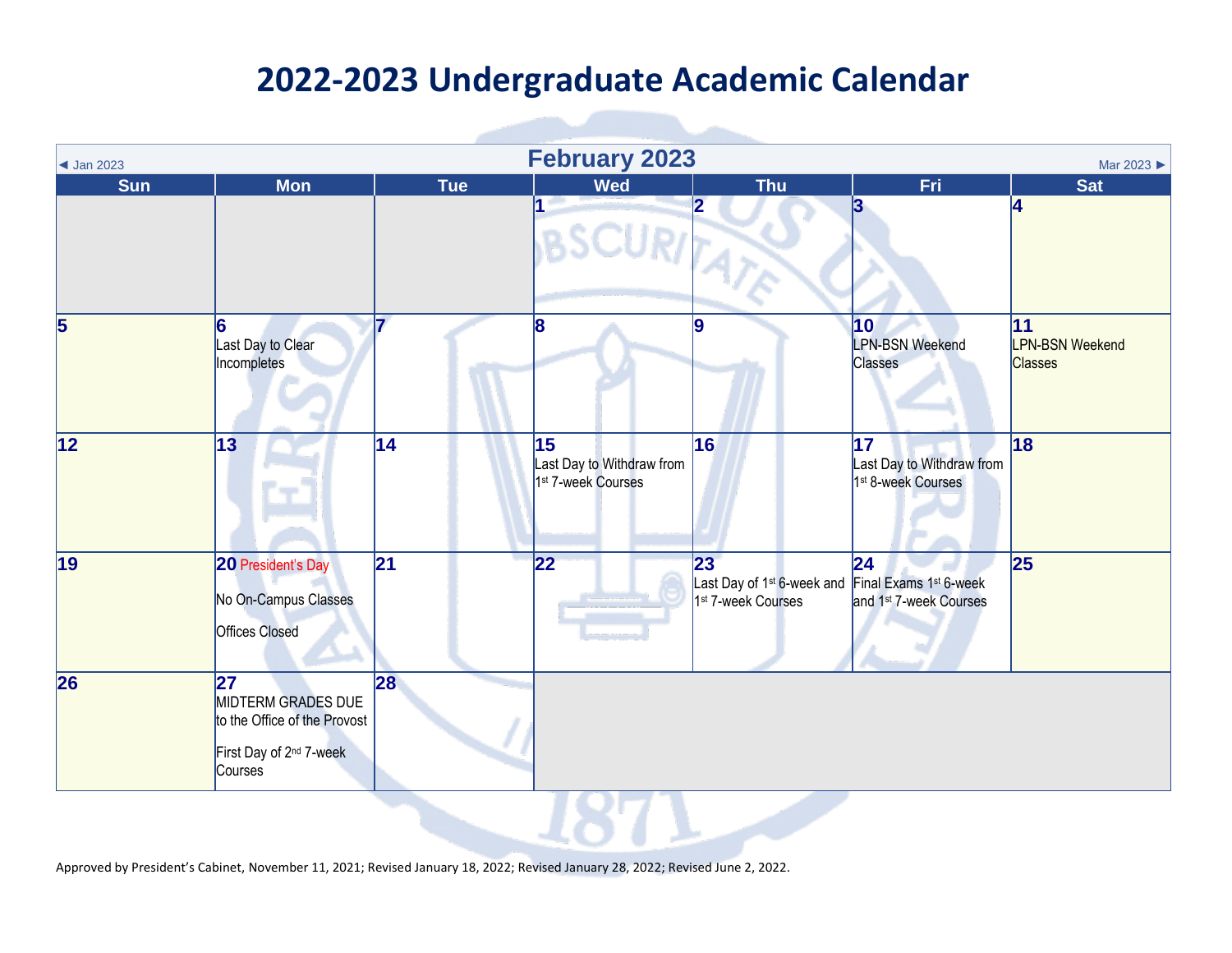# 2022-2023 Undergraduate Academic Calendar

◄ Jan 2023 | **February 2023** | Mar 2023 ►

| Sun | Mon | Tue | Wed | Thu | Fri | Sat |
|---|---|---|---|---|---|---|
| | | | **1** | **2** | **3** | **4** |
| **5** | **6** Last Day to Clear Incompletes | **7** | **8** | **9** | **10** LPN-BSN Weekend Classes | **11** LPN-BSN Weekend Classes |
| **12** | **13** | **14** | **15** Last Day to Withdraw from 1st 7-week Courses | **16** | **17** Last Day to Withdraw from 1st 8-week Courses | **18** |
| **19** | **20** President's Day<br><br>No On-Campus Classes<br><br>Offices Closed | **21** | **22** | **23** Last Day of 1st 6-week and 1st 7-week Courses | **24** Final Exams 1st 6-week and 1st 7-week Courses | **25** |
| **26** | **27** MIDTERM GRADES DUE to the Office of the Provost<br><br>First Day of 2nd 7-week Courses | **28** | | | | |

Approved by President's Cabinet, November 11, 2021; Revised January 18, 2022; Revised January 28, 2022; Revised June 2, 2022.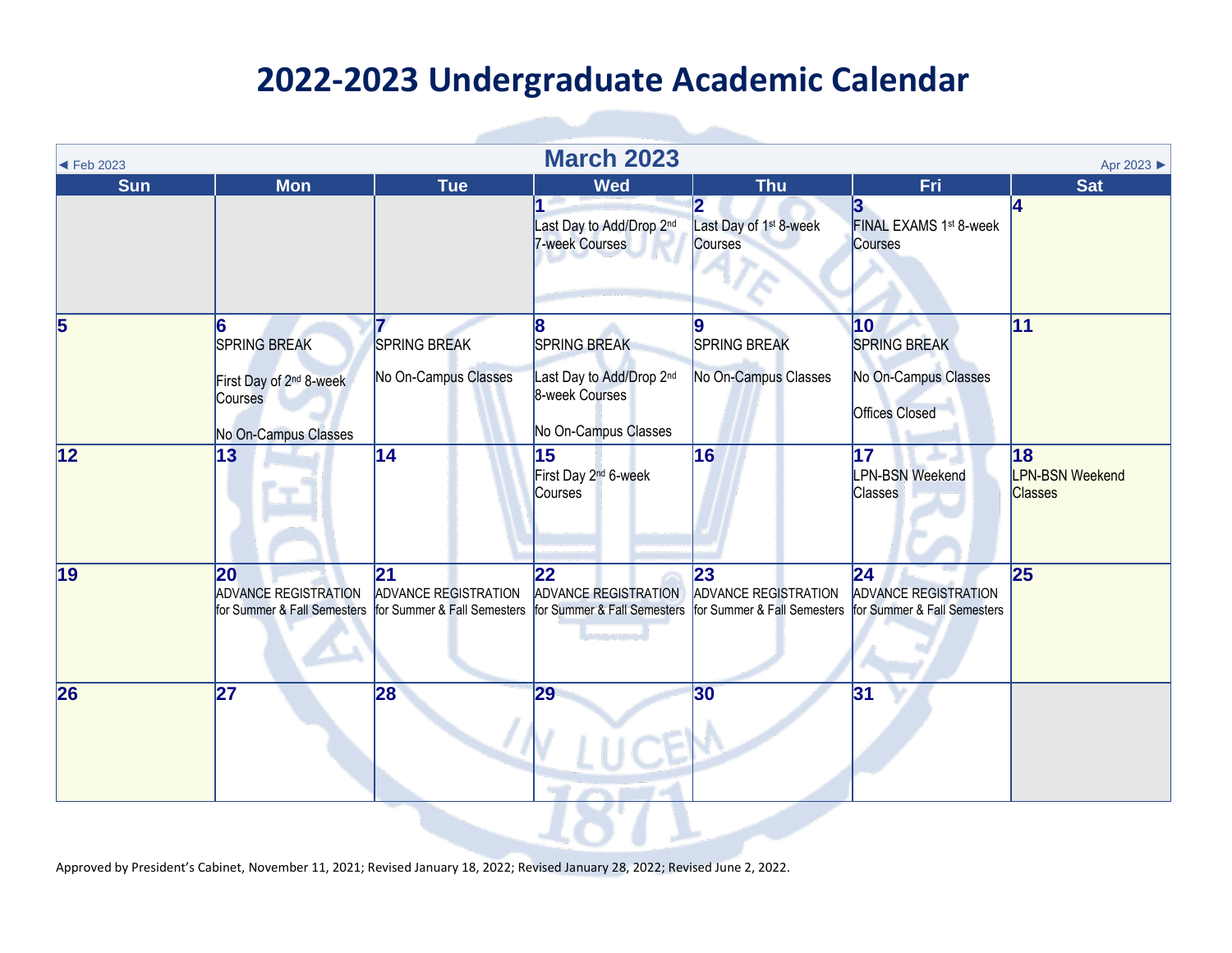# 2022-2023 Undergraduate Academic Calendar

◄ Feb 2023 | **March 2023** | Apr 2023 ►

| Sun | Mon | Tue | Wed | Thu | Fri | Sat |
|---|---|---|---|---|---|---|
| | | | **1** Last Day to Add/Drop 2nd 7-week Courses | **2** Last Day of 1st 8-week Courses | **3** FINAL EXAMS 1st 8-week Courses | **4** |
| **5** | **6** SPRING BREAK<br>First Day of 2nd 8-week Courses<br>No On-Campus Classes | **7** SPRING BREAK<br>No On-Campus Classes | **8** SPRING BREAK<br>Last Day to Add/Drop 2nd 8-week Courses<br>No On-Campus Classes | **9** SPRING BREAK<br>No On-Campus Classes | **10** SPRING BREAK<br>No On-Campus Classes<br>Offices Closed | **11** |
| **12** | **13** | **14** | **15** First Day 2nd 6-week Courses | **16** | **17** LPN-BSN Weekend Classes | **18** LPN-BSN Weekend Classes |
| **19** | **20** ADVANCE REGISTRATION for Summer & Fall Semesters | **21** ADVANCE REGISTRATION for Summer & Fall Semesters | **22** ADVANCE REGISTRATION for Summer & Fall Semesters | **23** ADVANCE REGISTRATION for Summer & Fall Semesters | **24** ADVANCE REGISTRATION for Summer & Fall Semesters | **25** |
| **26** | **27** | **28** | **29** | **30** | **31** | |

Approved by President's Cabinet, November 11, 2021; Revised January 18, 2022; Revised January 28, 2022; Revised June 2, 2022.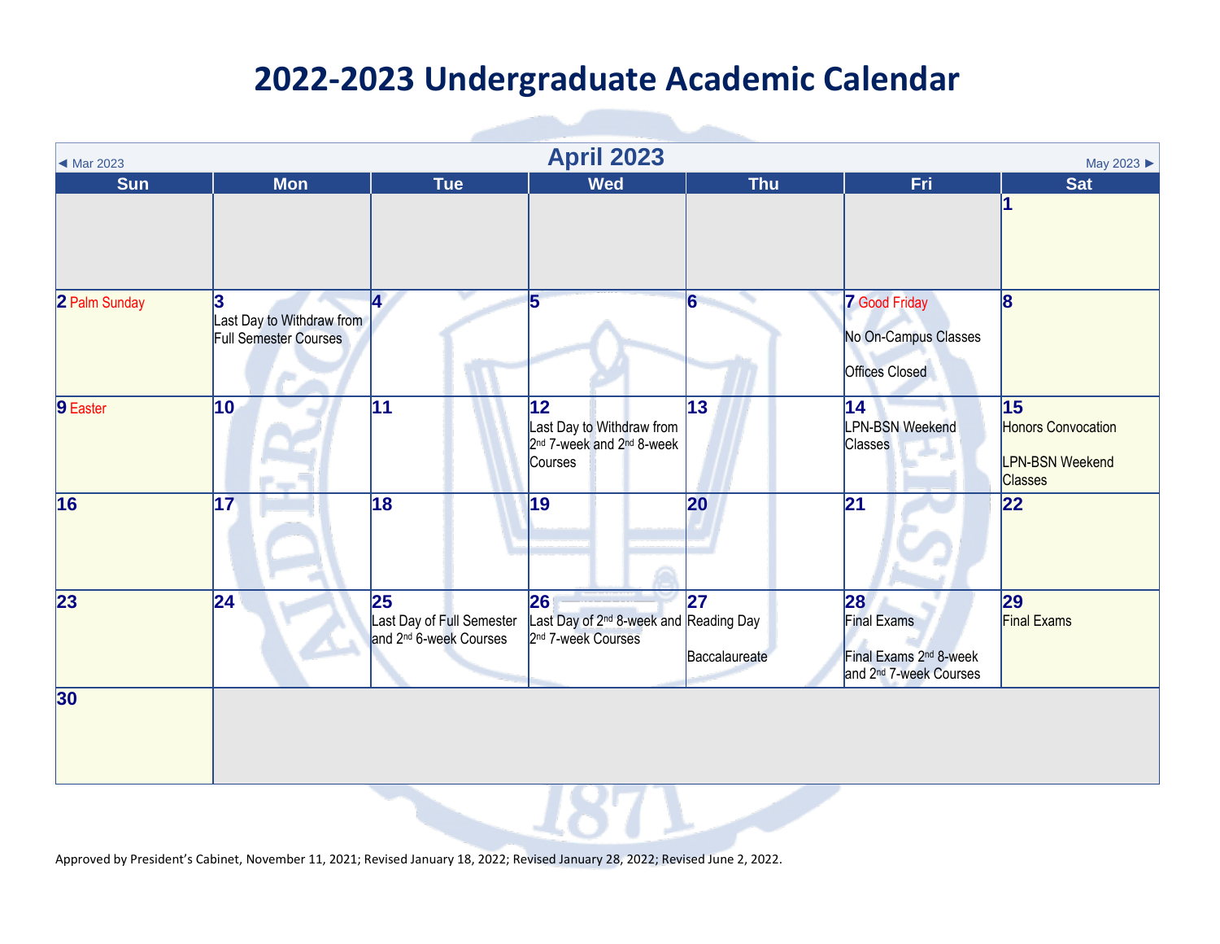# 2022-2023 Undergraduate Academic Calendar

◄ Mar 2023 | **April 2023** | May 2023 ►

| Sun | Mon | Tue | Wed | Thu | Fri | Sat |
|---|---|---|---|---|---|---|
| | | | | | | 1 |
| 2 Palm Sunday | 3 Last Day to Withdraw from Full Semester Courses | 4 | 5 | 6 | 7 Good Friday<br>No On-Campus Classes<br>Offices Closed | 8 |
| 9 Easter | 10 | 11 | 12 Last Day to Withdraw from 2nd 7-week and 2nd 8-week Courses | 13 | 14 LPN-BSN Weekend Classes | 15 Honors Convocation<br>LPN-BSN Weekend Classes |
| 16 | 17 | 18 | 19 | 20 | 21 | 22 |
| 23 | 24 | 25 Last Day of Full Semester and 2nd 6-week Courses | 26 Last Day of 2nd 8-week and 2nd 7-week Courses | 27 Reading Day<br>Baccalaureate | 28 Final Exams<br>Final Exams 2nd 8-week and 2nd 7-week Courses | 29 Final Exams |
| 30 | | | | | | |

Approved by President's Cabinet, November 11, 2021; Revised January 18, 2022; Revised January 28, 2022; Revised June 2, 2022.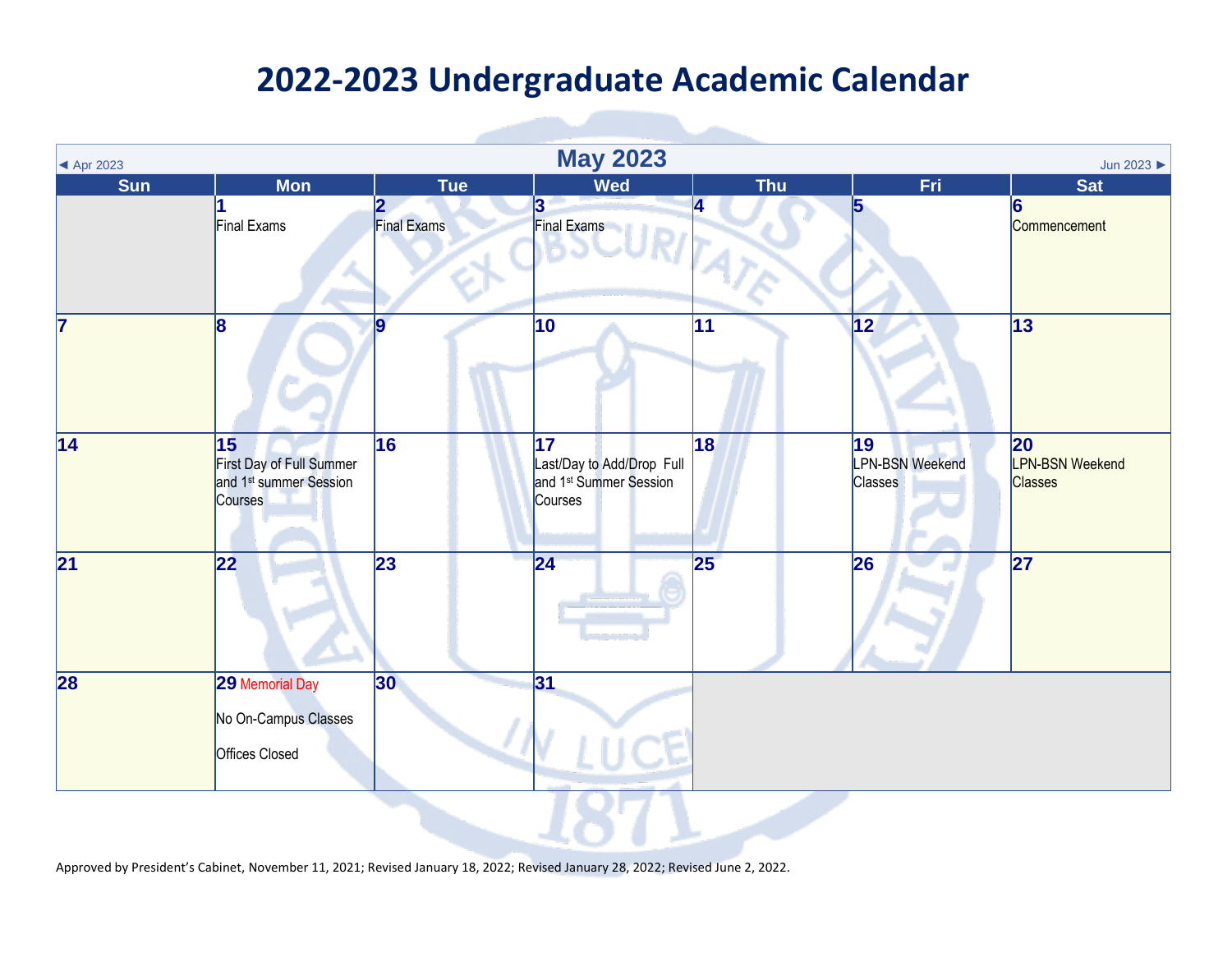# 2022-2023 Undergraduate Academic Calendar

◄ Apr 2023 | **May 2023** | Jun 2023 ►

| Sun | Mon | Tue | Wed | Thu | Fri | Sat |
|---|---|---|---|---|---|---|
| | **1** Final Exams | **2** Final Exams | **3** Final Exams | **4** | **5** | **6** Commencement |
| **7** | **8** | **9** | **10** | **11** | **12** | **13** |
| **14** | **15** First Day of Full Summer and 1st summer Session Courses | **16** | **17** Last/Day to Add/Drop Full and 1st Summer Session Courses | **18** | **19** LPN-BSN Weekend Classes | **20** LPN-BSN Weekend Classes |
| **21** | **22** | **23** | **24** | **25** | **26** | **27** |
| **28** | **29** Memorial Day No On-Campus Classes Offices Closed | **30** | **31** | | | |

Approved by President's Cabinet, November 11, 2021; Revised January 18, 2022; Revised January 28, 2022; Revised June 2, 2022.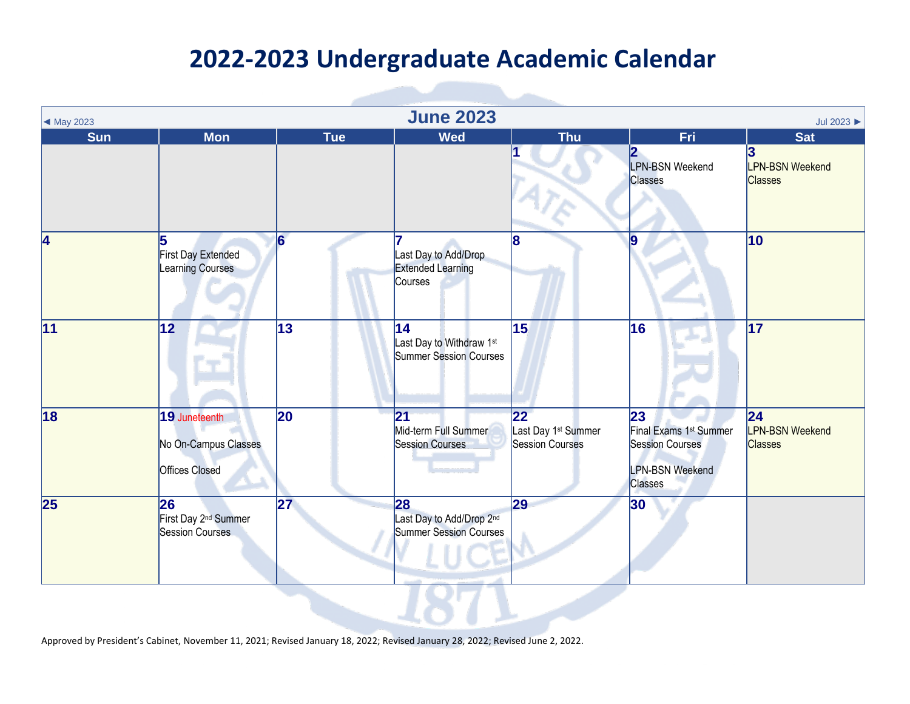# 2022-2023 Undergraduate Academic Calendar

◄ May 2023 | **June 2023** | Jul 2023 ►

| Sun | Mon | Tue | Wed | Thu | Fri | Sat |
|---|---|---|---|---|---|---|
| | | | | 1 | 2 LPN-BSN Weekend Classes | 3 LPN-BSN Weekend Classes |
| 4 | 5 First Day Extended Learning Courses | 6 | 7 Last Day to Add/Drop Extended Learning Courses | 8 | 9 | 10 |
| 11 | 12 | 13 | 14 Last Day to Withdraw 1st Summer Session Courses | 15 | 16 | 17 |
| 18 | 19 Juneteenth<br>No On-Campus Classes<br>Offices Closed | 20 | 21 Mid-term Full Summer Session Courses | 22 Last Day 1st Summer Session Courses | 23 Final Exams 1st Summer Session Courses<br>LPN-BSN Weekend Classes | 24 LPN-BSN Weekend Classes |
| 25 | 26 First Day 2nd Summer Session Courses | 27 | 28 Last Day to Add/Drop 2nd Summer Session Courses | 29 | 30 | |

Approved by President's Cabinet, November 11, 2021; Revised January 18, 2022; Revised January 28, 2022; Revised June 2, 2022.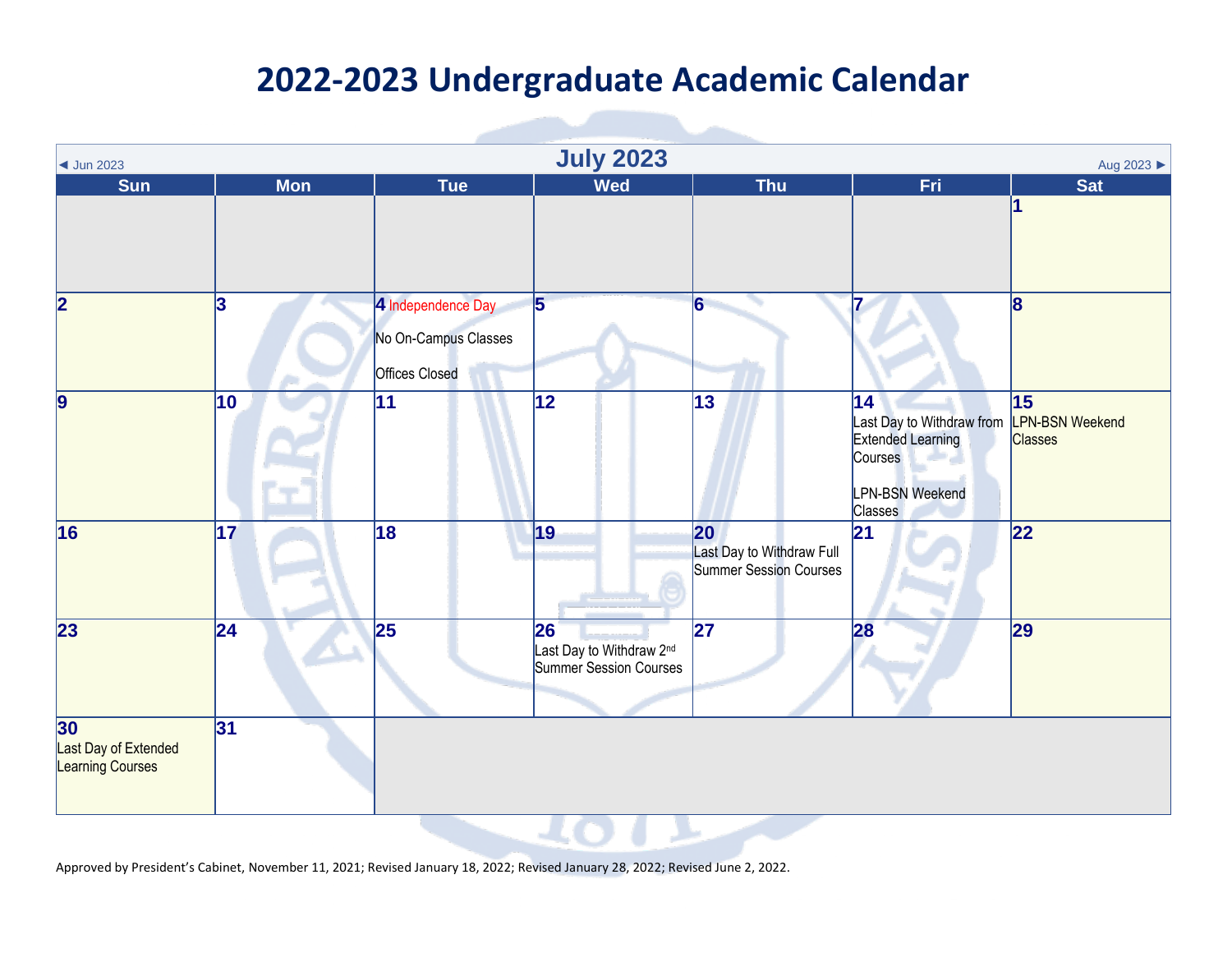# 2022-2023 Undergraduate Academic Calendar

## July 2023

◄ Jun 2023 | Aug 2023 ►

| Sun | Mon | Tue | Wed | Thu | Fri | Sat |
|---|---|---|---|---|---|---|
| | | | | | | 1 |
| 2 | 3 | 4 Independence Day<br>No On-Campus Classes<br>Offices Closed | 5 | 6 | 7 | 8 |
| 9 | 10 | 11 | 12 | 13 | 14 Last Day to Withdraw from Extended Learning Courses<br>LPN-BSN Weekend Classes | 15 LPN-BSN Weekend Classes |
| 16 | 17 | 18 | 19 | 20 Last Day to Withdraw Full Summer Session Courses | 21 | 22 |
| 23 | 24 | 25 | 26 Last Day to Withdraw 2nd Summer Session Courses | 27 | 28 | 29 |
| 30 Last Day of Extended Learning Courses | 31 | | | | | |

Approved by President's Cabinet, November 11, 2021; Revised January 18, 2022; Revised January 28, 2022; Revised June 2, 2022.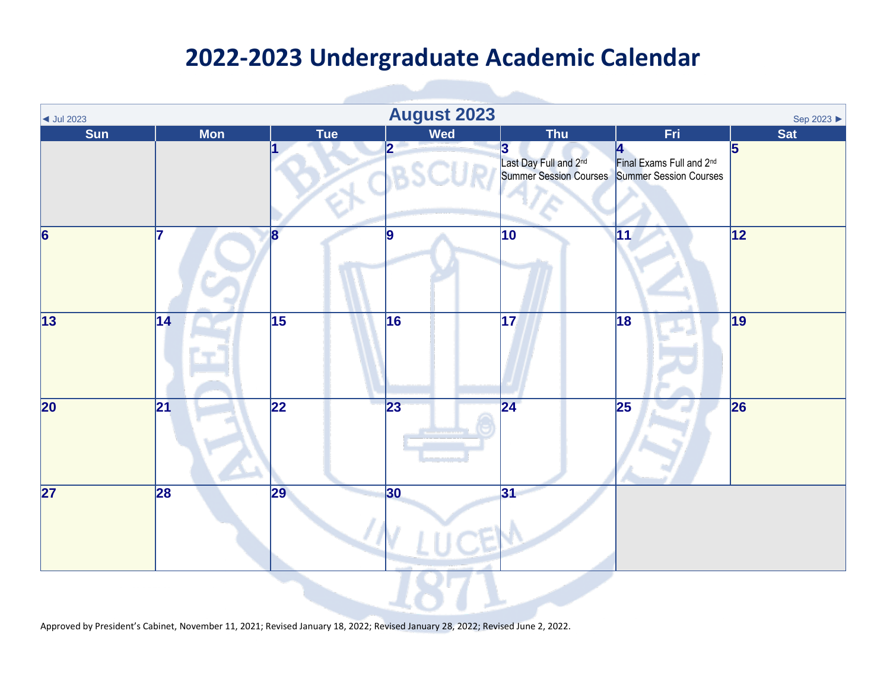# 2022-2023 Undergraduate Academic Calendar

◄ Jul 2023 | **August 2023** | Sep 2023 ►

| Sun | Mon | Tue | Wed | Thu | Fri | Sat |
|---|---|---|---|---|---|---|
| | | 1 | 2 | 3 Last Day Full and 2nd Summer Session Courses | 4 Final Exams Full and 2nd Summer Session Courses | 5 |
| 6 | 7 | 8 | 9 | 10 | 11 | 12 |
| 13 | 14 | 15 | 16 | 17 | 18 | 19 |
| 20 | 21 | 22 | 23 | 24 | 25 | 26 |
| 27 | 28 | 29 | 30 | 31 | | |

Approved by President's Cabinet, November 11, 2021; Revised January 18, 2022; Revised January 28, 2022; Revised June 2, 2022.